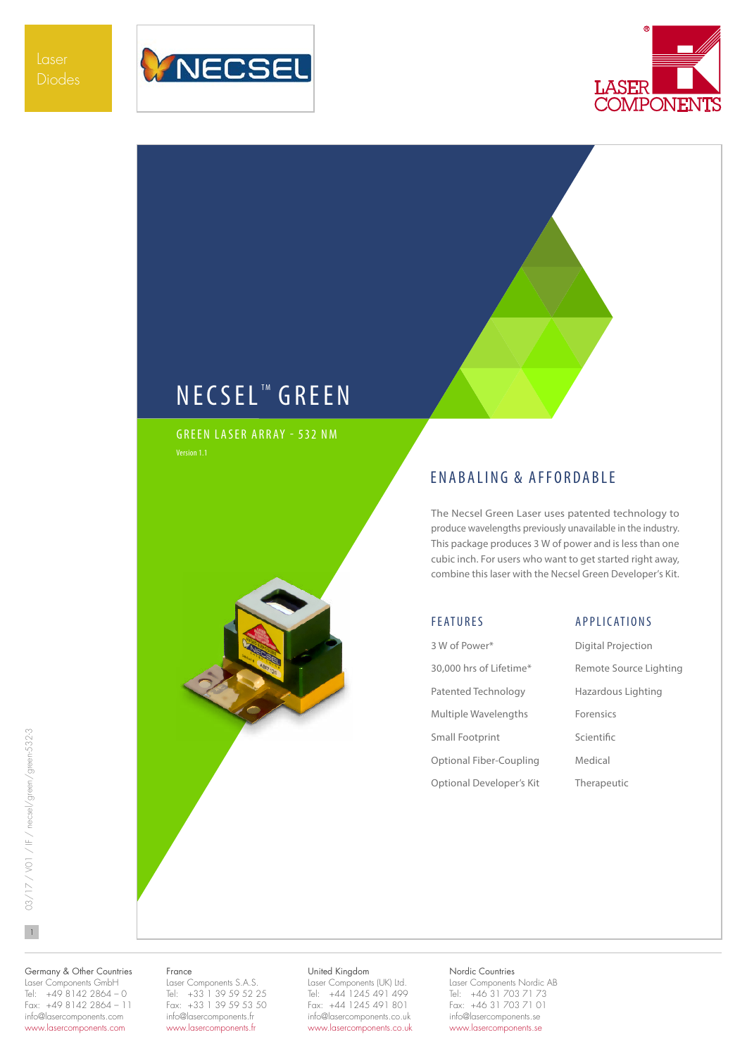Laser Diodes

# NECSEL™ GREEN

## GREEN LASER ARRAY - 532 NM

Version 1.1

## ENABALING & AFFORDABLE

The Necsel Green Laser uses patented technology to produce wavelengths previously unavailable in the industry. This package produces 3 W of power and is less than one cubic inch. For users who want to get started right away, combine this laser with the Necsel Green Developer's Kit.

### FEATURES

- 3 W of Power*
- 30,000 hrs of Lifetime*
- Patented Technology
- Multiple Wavelengths
- Small Footprint
- Optional Fiber-Coupling
- Optional Developer's Kit

### APPLICATIONS

- Digital Projection
- Remote Source Lighting
- Hazardous Lighting
- Forensics
- Scientific
- Medical
- Therapeutic

03/17 / V01 / IF / necsel/green/green-532-3

Germany & Other Countries
Laser Components GmbH
Tel: +49 8142 2864 – 0
Fax: +49 8142 2864 – 11
info@lasercomponents.com
www.lasercomponents.com

France
Laser Components S.A.S.
Tel: +33 1 39 59 52 25
Fax: +33 1 39 59 53 50
info@lasercomponents.fr
www.lasercomponents.fr

United Kingdom
Laser Components (UK) Ltd.
Tel: +44 1245 491 499
Fax: +44 1245 491 801
info@lasercomponents.co.uk
www.lasercomponents.co.uk

Nordic Countries
Laser Components Nordic AB
Tel: +46 31 703 71 73
Fax: +46 31 703 71 01
info@lasercomponents.se
www.lasercomponents.se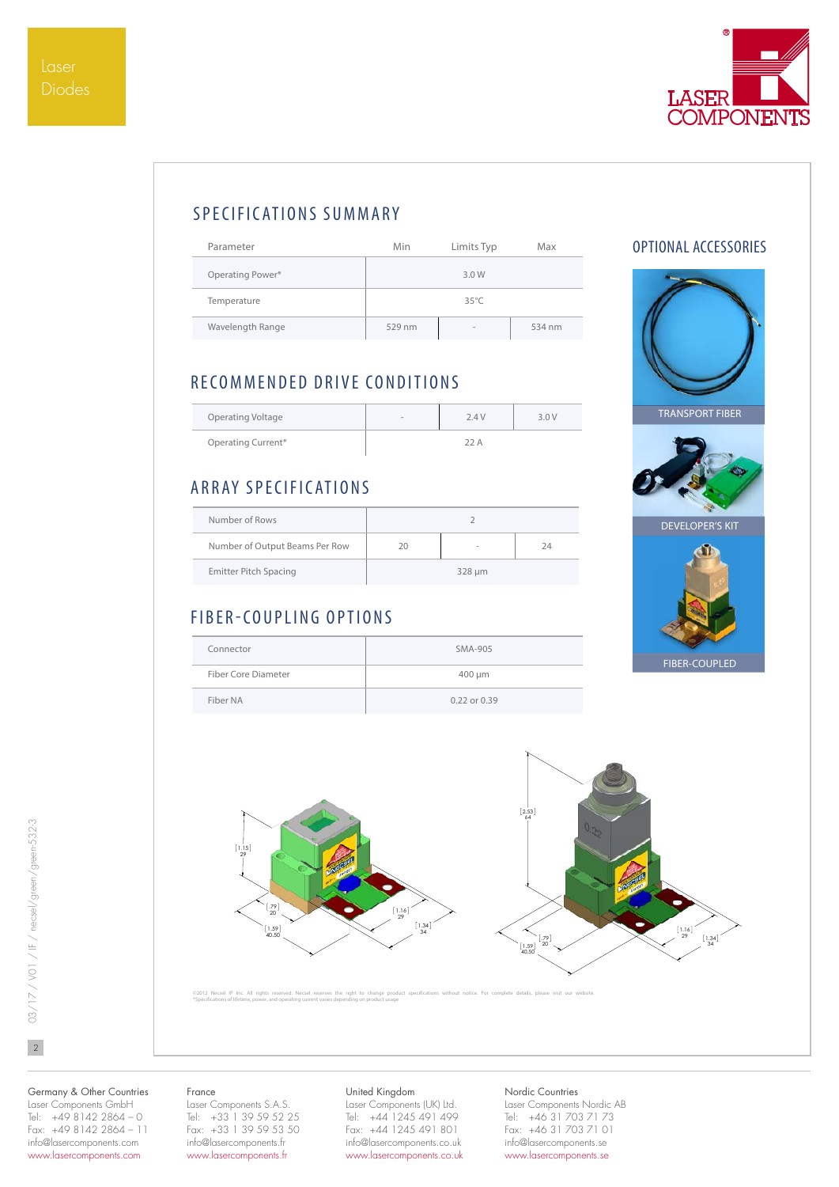Laser Diodes

## SPECIFICATIONS SUMMARY

| Parameter | Min | Limits Typ | Max |
|---|---|---|---|
| Operating Power* | | 3.0 W | |
| Temperature | | 35°C | |
| Wavelength Range | 529 nm | - | 534 nm |

## RECOMMENDED DRIVE CONDITIONS

| | | | |
|---|---|---|---|
| Operating Voltage | - | 2.4 V | 3.0 V |
| Operating Current* | | 22 A | |

## ARRAY SPECIFICATIONS

| | | | |
|---|---|---|---|
| Number of Rows | | 2 | |
| Number of Output Beams Per Row | 20 | - | 24 |
| Emitter Pitch Spacing | | 328 µm | |

## FIBER-COUPLING OPTIONS

| | |
|---|---|
| Connector | SMA-905 |
| Fiber Core Diameter | 400 µm |
| Fiber NA | 0.22 or 0.39 |

## OPTIONAL ACCESSORIES

TRANSPORT FIBER

DEVELOPER'S KIT

FIBER-COUPLED

[1.15]
29

[.79]
20

[1.59]
40.50

[1.16]
29

[1.34]
34

[2.53]
64

[.79]
20

[1.59]
40.50

[1.16]
29

[1.34]
34

©2012 Necsel IP Inc. All rights reserved. Necsel reserves the right to change product specifications without notice. For complete details, please visit our website.
*Specifications of lifetime, power, and operating current varies depending on product usage

03/17 / V01 / IF / necsel/green/green-532-3

Germany & Other Countries
Laser Components GmbH
Tel: +49 8142 2864 – 0
Fax: +49 8142 2864 – 11
info@lasercomponents.com
www.lasercomponents.com

France
Laser Components S.A.S.
Tel: +33 1 39 59 52 25
Fax: +33 1 39 59 53 50
info@lasercomponents.fr
www.lasercomponents.fr

United Kingdom
Laser Components (UK) Ltd.
Tel: +44 1245 491 499
Fax: +44 1245 491 801
info@lasercomponents.co.uk
www.lasercomponents.co.uk

Nordic Countries
Laser Components Nordic AB
Tel: +46 31 703 71 73
Fax: +46 31 703 71 01
info@lasercomponents.se
www.lasercomponents.se